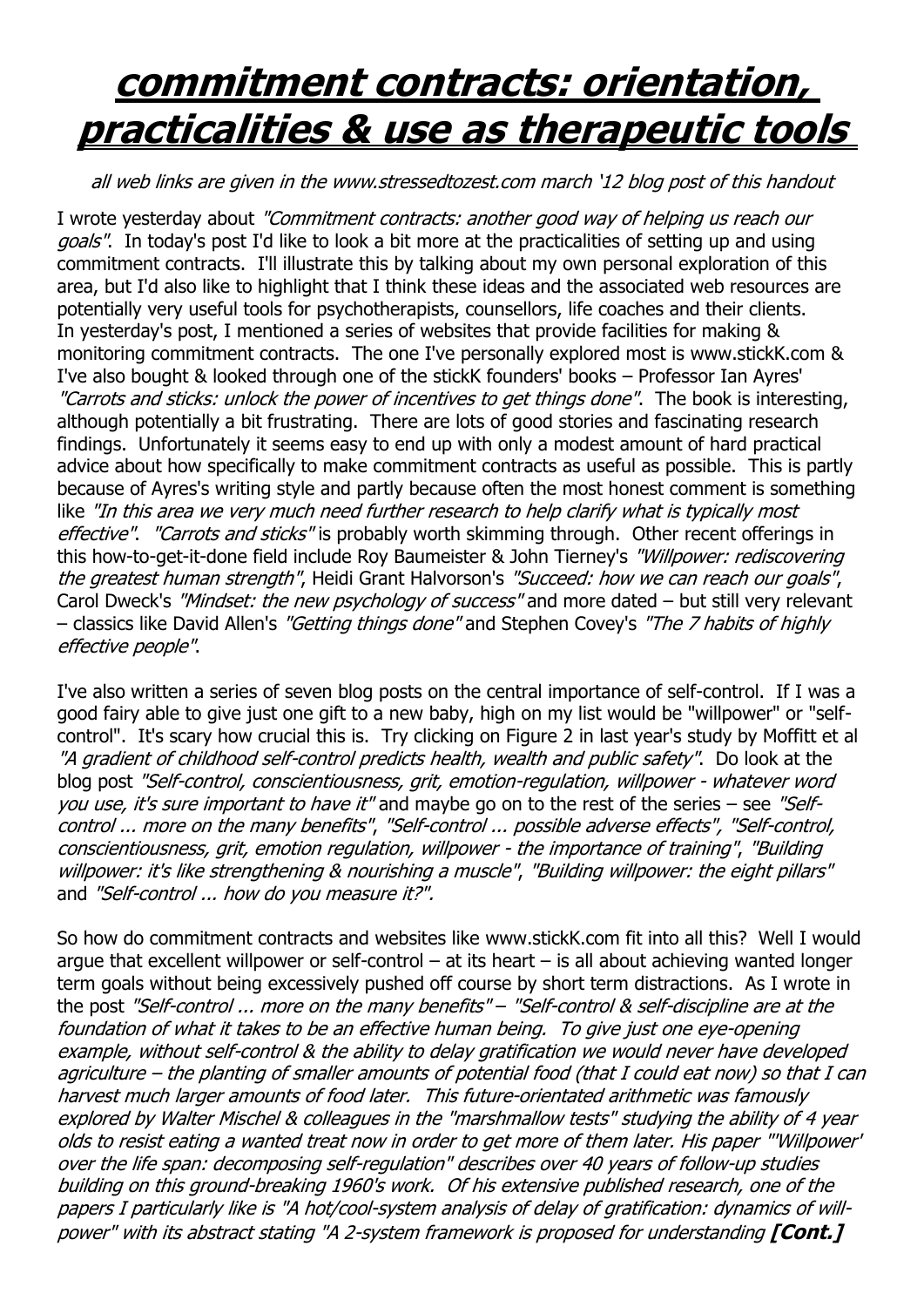# commitment contracts: orientation, practicalities & use as therapeutic tools

*all web links are given in the www.stressedtozest.com march '12 blog post of this handout*

I wrote yesterday about *"Commitment contracts: another good way of helping us reach our goals"*. In today's post I'd like to look a bit more at the practicalities of setting up and using commitment contracts. I'll illustrate this by talking about my own personal exploration of this area, but I'd also like to highlight that I think these ideas and the associated web resources are potentially very useful tools for psychotherapists, counsellors, life coaches and their clients. In yesterday's post, I mentioned a series of websites that provide facilities for making & monitoring commitment contracts. The one I've personally explored most is www.stickK.com & I've also bought & looked through one of the stickK founders' books – Professor Ian Ayres' *"Carrots and sticks: unlock the power of incentives to get things done"*. The book is interesting, although potentially a bit frustrating. There are lots of good stories and fascinating research findings. Unfortunately it seems easy to end up with only a modest amount of hard practical advice about how specifically to make commitment contracts as useful as possible. This is partly because of Ayres's writing style and partly because often the most honest comment is something like *"In this area we very much need further research to help clarify what is typically most effective"*. *"Carrots and sticks"* is probably worth skimming through. Other recent offerings in this how-to-get-it-done field include Roy Baumeister & John Tierney's *"Willpower: rediscovering the greatest human strength"*, Heidi Grant Halvorson's *"Succeed: how we can reach our goals"*, Carol Dweck's *"Mindset: the new psychology of success"* and more dated – but still very relevant – classics like David Allen's *"Getting things done"* and Stephen Covey's *"The 7 habits of highly effective people"*.

I've also written a series of seven blog posts on the central importance of self-control. If I was a good fairy able to give just one gift to a new baby, high on my list would be "willpower" or "self-control". It's scary how crucial this is. Try clicking on Figure 2 in last year's study by Moffitt et al *"A gradient of childhood self-control predicts health, wealth and public safety"*. Do look at the blog post *"Self-control, conscientiousness, grit, emotion-regulation, willpower - whatever word you use, it's sure important to have it"* and maybe go on to the rest of the series – see *"Self-control ... more on the many benefits"*, *"Self-control ... possible adverse effects"*, *"Self-control, conscientiousness, grit, emotion regulation, willpower - the importance of training"*, *"Building willpower: it's like strengthening & nourishing a muscle"*, *"Building willpower: the eight pillars"* and *"Self-control ... how do you measure it?"*.

So how do commitment contracts and websites like www.stickK.com fit into all this? Well I would argue that excellent willpower or self-control – at its heart – is all about achieving wanted longer term goals without being excessively pushed off course by short term distractions. As I wrote in the post *"Self-control ... more on the many benefits"* – *"Self-control & self-discipline are at the foundation of what it takes to be an effective human being. To give just one eye-opening example, without self-control & the ability to delay gratification we would never have developed agriculture – the planting of smaller amounts of potential food (that I could eat now) so that I can harvest much larger amounts of food later. This future-orientated arithmetic was famously explored by Walter Mischel & colleagues in the "marshmallow tests" studying the ability of 4 year olds to resist eating a wanted treat now in order to get more of them later. His paper "'Willpower' over the life span: decomposing self-regulation" describes over 40 years of follow-up studies building on this ground-breaking 1960's work. Of his extensive published research, one of the papers I particularly like is "A hot/cool-system analysis of delay of gratification: dynamics of will-power" with its abstract stating "A 2-system framework is proposed for understanding* **[Cont.]**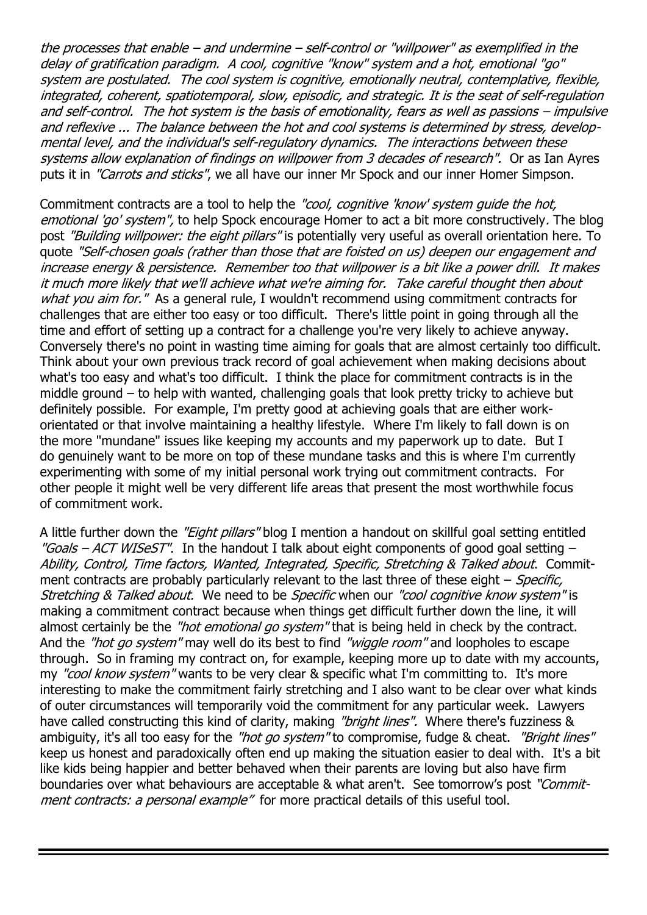*the processes that enable – and undermine – self-control or "willpower" as exemplified in the delay of gratification paradigm. A cool, cognitive "know" system and a hot, emotional "go" system are postulated. The cool system is cognitive, emotionally neutral, contemplative, flexible, integrated, coherent, spatiotemporal, slow, episodic, and strategic. It is the seat of self-regulation and self-control. The hot system is the basis of emotionality, fears as well as passions – impulsive and reflexive ... The balance between the hot and cool systems is determined by stress, developmental level, and the individual's self-regulatory dynamics. The interactions between these systems allow explanation of findings on willpower from 3 decades of research".* Or as Ian Ayres puts it in *"Carrots and sticks"*, we all have our inner Mr Spock and our inner Homer Simpson.

Commitment contracts are a tool to help the *"cool, cognitive 'know' system guide the hot, emotional 'go' system",* to help Spock encourage Homer to act a bit more constructively. The blog post *"Building willpower: the eight pillars"* is potentially very useful as overall orientation here. To quote *"Self-chosen goals (rather than those that are foisted on us) deepen our engagement and increase energy & persistence. Remember too that willpower is a bit like a power drill. It makes it much more likely that we'll achieve what we're aiming for. Take careful thought then about what you aim for."* As a general rule, I wouldn't recommend using commitment contracts for challenges that are either too easy or too difficult. There's little point in going through all the time and effort of setting up a contract for a challenge you're very likely to achieve anyway. Conversely there's no point in wasting time aiming for goals that are almost certainly too difficult. Think about your own previous track record of goal achievement when making decisions about what's too easy and what's too difficult. I think the place for commitment contracts is in the middle ground – to help with wanted, challenging goals that look pretty tricky to achieve but definitely possible. For example, I'm pretty good at achieving goals that are either work-orientated or that involve maintaining a healthy lifestyle. Where I'm likely to fall down is on the more "mundane" issues like keeping my accounts and my paperwork up to date. But I do genuinely want to be more on top of these mundane tasks and this is where I'm currently experimenting with some of my initial personal work trying out commitment contracts. For other people it might well be very different life areas that present the most worthwhile focus of commitment work.

A little further down the *"Eight pillars"* blog I mention a handout on skillful goal setting entitled *"Goals – ACT WISeST"*. In the handout I talk about eight components of good goal setting – *Ability, Control, Time factors, Wanted, Integrated, Specific, Stretching & Talked about*. Commitment contracts are probably particularly relevant to the last three of these eight – *Specific, Stretching & Talked about.* We need to be *Specific* when our *"cool cognitive know system"* is making a commitment contract because when things get difficult further down the line, it will almost certainly be the *"hot emotional go system"* that is being held in check by the contract. And the *"hot go system"* may well do its best to find *"wiggle room"* and loopholes to escape through. So in framing my contract on, for example, keeping more up to date with my accounts, my *"cool know system"* wants to be very clear & specific what I'm committing to. It's more interesting to make the commitment fairly stretching and I also want to be clear over what kinds of outer circumstances will temporarily void the commitment for any particular week. Lawyers have called constructing this kind of clarity, making *"bright lines".* Where there's fuzziness & ambiguity, it's all too easy for the *"hot go system"* to compromise, fudge & cheat. *"Bright lines"* keep us honest and paradoxically often end up making the situation easier to deal with. It's a bit like kids being happier and better behaved when their parents are loving but also have firm boundaries over what behaviours are acceptable & what aren't. See tomorrow's post *"Commitment contracts: a personal example"* for more practical details of this useful tool.